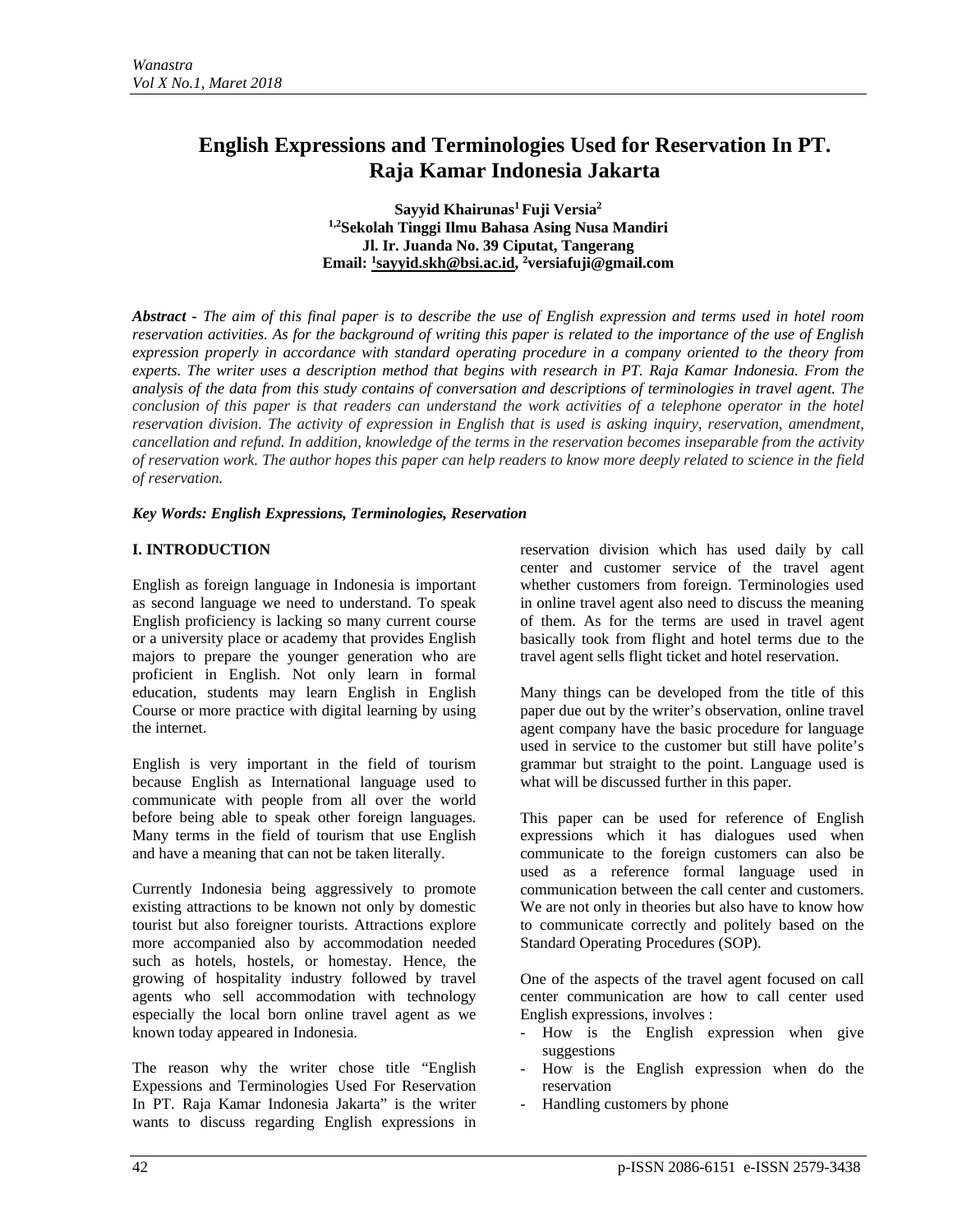# English Expressions and Terminologies Used for Reservation In PT. Raja Kamar Indonesia Jakarta

**Sayyid Khairunas[1] Fuji Versia[2]**
**[1,2]Sekolah Tinggi Ilmu Bahasa Asing Nusa Mandiri**
**Jl. Ir. Juanda No. 39 Ciputat, Tangerang**
**Email: [1]sayyid.skh@bsi.ac.id, [2]versiafuji@gmail.com**

***Abstract** - The aim of this final paper is to describe the use of English expression and terms used in hotel room reservation activities. As for the background of writing this paper is related to the importance of the use of English expression properly in accordance with standard operating procedure in a company oriented to the theory from experts. The writer uses a description method that begins with research in PT. Raja Kamar Indonesia. From the analysis of the data from this study contains of conversation and descriptions of terminologies in travel agent. The conclusion of this paper is that readers can understand the work activities of a telephone operator in the hotel reservation division. The activity of expression in English that is used is asking inquiry, reservation, amendment, cancellation and refund. In addition, knowledge of the terms in the reservation becomes inseparable from the activity of reservation work. The author hopes this paper can help readers to know more deeply related to science in the field of reservation.*

***Key Words: English Expressions, Terminologies, Reservation***

## I. INTRODUCTION

English as foreign language in Indonesia is important as second language we need to understand. To speak English proficiency is lacking so many current course or a university place or academy that provides English majors to prepare the younger generation who are proficient in English. Not only learn in formal education, students may learn English in English Course or more practice with digital learning by using the internet.

English is very important in the field of tourism because English as International language used to communicate with people from all over the world before being able to speak other foreign languages. Many terms in the field of tourism that use English and have a meaning that can not be taken literally.

Currently Indonesia being aggressively to promote existing attractions to be known not only by domestic tourist but also foreigner tourists. Attractions explore more accompanied also by accommodation needed such as hotels, hostels, or homestay. Hence, the growing of hospitality industry followed by travel agents who sell accommodation with technology especially the local born online travel agent as we known today appeared in Indonesia.

The reason why the writer chose title "English Expessions and Terminologies Used For Reservation In PT. Raja Kamar Indonesia Jakarta" is the writer wants to discuss regarding English expressions in reservation division which has used daily by call center and customer service of the travel agent whether customers from foreign. Terminologies used in online travel agent also need to discuss the meaning of them. As for the terms are used in travel agent basically took from flight and hotel terms due to the travel agent sells flight ticket and hotel reservation.

Many things can be developed from the title of this paper due out by the writer's observation, online travel agent company have the basic procedure for language used in service to the customer but still have polite's grammar but straight to the point. Language used is what will be discussed further in this paper.

This paper can be used for reference of English expressions which it has dialogues used when communicate to the foreign customers can also be used as a reference formal language used in communication between the call center and customers. We are not only in theories but also have to know how to communicate correctly and politely based on the Standard Operating Procedures (SOP).

One of the aspects of the travel agent focused on call center communication are how to call center used English expressions, involves :

- How is the English expression when give suggestions
- How is the English expression when do the reservation
- Handling customers by phone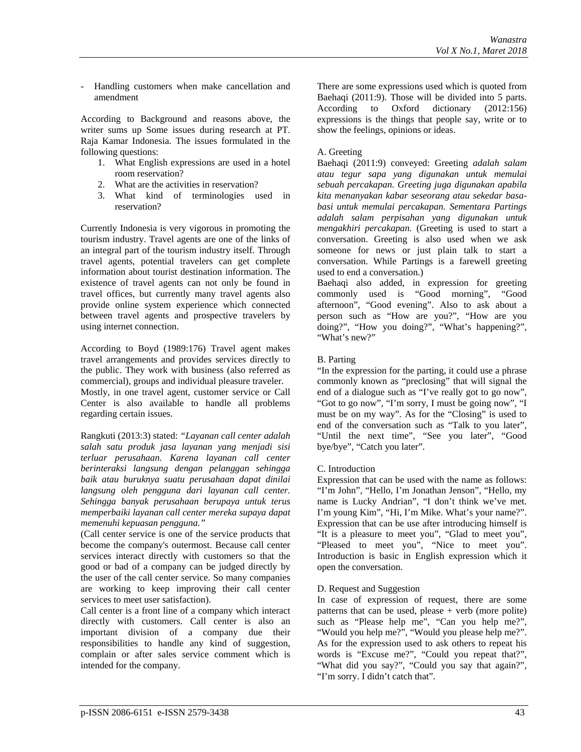- Handling customers when make cancellation and amendment

According to Background and reasons above, the writer sums up Some issues during research at PT. Raja Kamar Indonesia. The issues formulated in the following questions:

1. What English expressions are used in a hotel room reservation?
2. What are the activities in reservation?
3. What kind of terminologies used in reservation?

Currently Indonesia is very vigorous in promoting the tourism industry. Travel agents are one of the links of an integral part of the tourism industry itself. Through travel agents, potential travelers can get complete information about tourist destination information. The existence of travel agents can not only be found in travel offices, but currently many travel agents also provide online system experience which connected between travel agents and prospective travelers by using internet connection.

According to Boyd (1989:176) Travel agent makes travel arrangements and provides services directly to the public. They work with business (also referred as commercial), groups and individual pleasure traveler. Mostly, in one travel agent, customer service or Call Center is also available to handle all problems regarding certain issues.

Rangkuti (2013:3) stated: *"Layanan call center adalah salah satu produk jasa layanan yang menjadi sisi terluar perusahaan. Karena layanan call center berinteraksi langsung dengan pelanggan sehingga baik atau buruknya suatu perusahaan dapat dinilai langsung oleh pengguna dari layanan call center. Sehingga banyak perusahaan berupaya untuk terus memperbaiki layanan call center mereka supaya dapat memenuhi kepuasan pengguna."*

(Call center service is one of the service products that become the company's outermost. Because call center services interact directly with customers so that the good or bad of a company can be judged directly by the user of the call center service. So many companies are working to keep improving their call center services to meet user satisfaction).

Call center is a front line of a company which interact directly with customers. Call center is also an important division of a company due their responsibilities to handle any kind of suggestion, complain or after sales service comment which is intended for the company.

There are some expressions used which is quoted from Baehaqi (2011:9). Those will be divided into 5 parts. According to Oxford dictionary (2012:156) expressions is the things that people say, write or to show the feelings, opinions or ideas.

A. Greeting

Baehaqi (2011:9) conveyed: Greeting *adalah salam atau tegur sapa yang digunakan untuk memulai sebuah percakapan. Greeting juga digunakan apabila kita menanyakan kabar seseorang atau sekedar basa-basi untuk memulai percakapan. Sementara Partings adalah salam perpisahan yang digunakan untuk mengakhiri percakapan.* (Greeting is used to start a conversation. Greeting is also used when we ask someone for news or just plain talk to start a conversation. While Partings is a farewell greeting used to end a conversation.)

Baehaqi also added, in expression for greeting commonly used is "Good morning", "Good afternoon", "Good evening". Also to ask about a person such as "How are you?", "How are you doing?", "How you doing?", "What's happening?", "What's new?"

B. Parting

"In the expression for the parting, it could use a phrase commonly known as "preclosing" that will signal the end of a dialogue such as "I've really got to go now", "Got to go now", "I'm sorry, I must be going now", "I must be on my way". As for the "Closing" is used to end of the conversation such as "Talk to you later", "Until the next time", "See you later", "Good bye/bye", "Catch you later".

C. Introduction

Expression that can be used with the name as follows: "I'm John", "Hello, I'm Jonathan Jenson", "Hello, my name is Lucky Andrian", "I don't think we've met. I'm young Kim", "Hi, I'm Mike. What's your name?". Expression that can be use after introducing himself is "It is a pleasure to meet you", "Glad to meet you", "Pleased to meet you", "Nice to meet you". Introduction is basic in English expression which it open the conversation.

D. Request and Suggestion

In case of expression of request, there are some patterns that can be used, please + verb (more polite) such as "Please help me", "Can you help me?", "Would you help me?", "Would you please help me?". As for the expression used to ask others to repeat his words is "Excuse me?", "Could you repeat that?", "What did you say?", "Could you say that again?", "I'm sorry. I didn't catch that".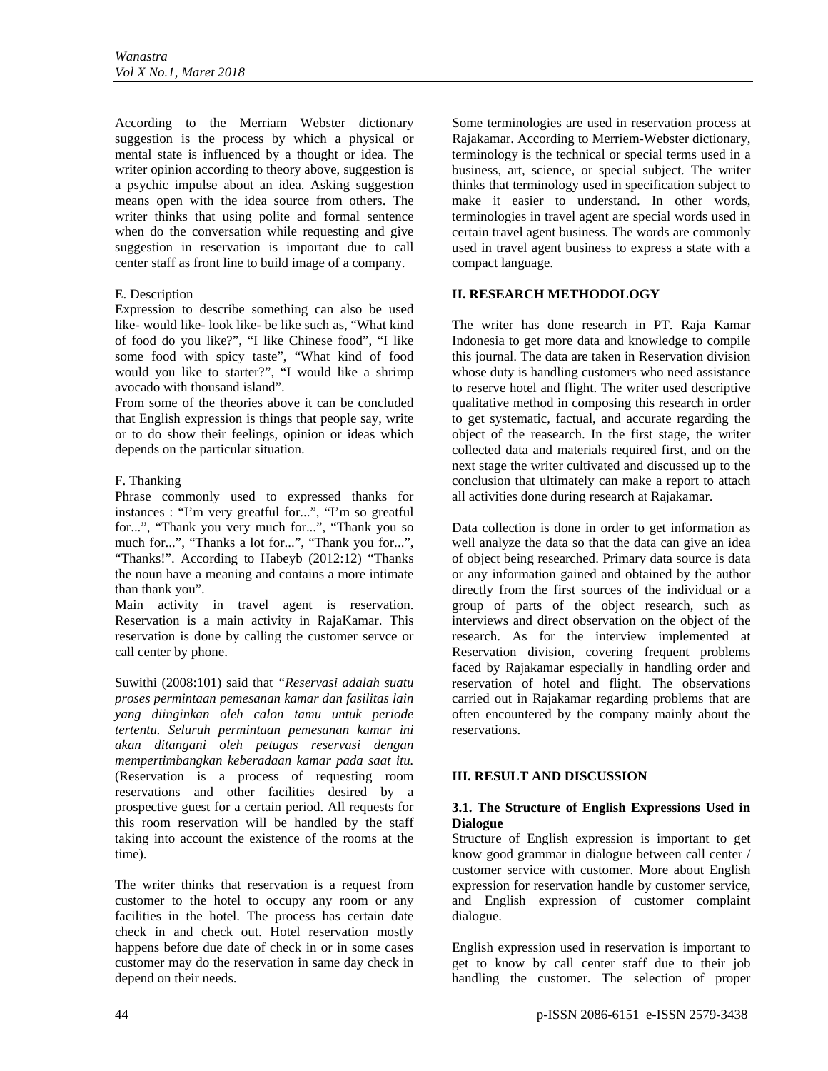According to the Merriam Webster dictionary suggestion is the process by which a physical or mental state is influenced by a thought or idea. The writer opinion according to theory above, suggestion is a psychic impulse about an idea. Asking suggestion means open with the idea source from others. The writer thinks that using polite and formal sentence when do the conversation while requesting and give suggestion in reservation is important due to call center staff as front line to build image of a company.

E. Description

Expression to describe something can also be used like- would like- look like- be like such as, "What kind of food do you like?", "I like Chinese food", "I like some food with spicy taste", "What kind of food would you like to starter?", "I would like a shrimp avocado with thousand island".

From some of the theories above it can be concluded that English expression is things that people say, write or to do show their feelings, opinion or ideas which depends on the particular situation.

F. Thanking

Phrase commonly used to expressed thanks for instances : "I'm very greatful for...", "I'm so greatful for...", "Thank you very much for...", "Thank you so much for...", "Thanks a lot for...", "Thank you for...", "Thanks!". According to Habeyb (2012:12) "Thanks the noun have a meaning and contains a more intimate than thank you".

Main activity in travel agent is reservation. Reservation is a main activity in RajaKamar. This reservation is done by calling the customer servce or call center by phone.

Suwithi (2008:101) said that *"Reservasi adalah suatu proses permintaan pemesanan kamar dan fasilitas lain yang diinginkan oleh calon tamu untuk periode tertentu. Seluruh permintaan pemesanan kamar ini akan ditangani oleh petugas reservasi dengan mempertimbangkan keberadaan kamar pada saat itu.* (Reservation is a process of requesting room reservations and other facilities desired by a prospective guest for a certain period. All requests for this room reservation will be handled by the staff taking into account the existence of the rooms at the time).

The writer thinks that reservation is a request from customer to the hotel to occupy any room or any facilities in the hotel. The process has certain date check in and check out. Hotel reservation mostly happens before due date of check in or in some cases customer may do the reservation in same day check in depend on their needs.

Some terminologies are used in reservation process at Rajakamar. According to Merriem-Webster dictionary, terminology is the technical or special terms used in a business, art, science, or special subject. The writer thinks that terminology used in specification subject to make it easier to understand. In other words, terminologies in travel agent are special words used in certain travel agent business. The words are commonly used in travel agent business to express a state with a compact language.

## II. RESEARCH METHODOLOGY

The writer has done research in PT. Raja Kamar Indonesia to get more data and knowledge to compile this journal. The data are taken in Reservation division whose duty is handling customers who need assistance to reserve hotel and flight. The writer used descriptive qualitative method in composing this research in order to get systematic, factual, and accurate regarding the object of the reasearch. In the first stage, the writer collected data and materials required first, and on the next stage the writer cultivated and discussed up to the conclusion that ultimately can make a report to attach all activities done during research at Rajakamar.

Data collection is done in order to get information as well analyze the data so that the data can give an idea of object being researched. Primary data source is data or any information gained and obtained by the author directly from the first sources of the individual or a group of parts of the object research, such as interviews and direct observation on the object of the research. As for the interview implemented at Reservation division, covering frequent problems faced by Rajakamar especially in handling order and reservation of hotel and flight. The observations carried out in Rajakamar regarding problems that are often encountered by the company mainly about the reservations.

## III. RESULT AND DISCUSSION

### 3.1. The Structure of English Expressions Used in Dialogue

Structure of English expression is important to get know good grammar in dialogue between call center / customer service with customer. More about English expression for reservation handle by customer service, and English expression of customer complaint dialogue.

English expression used in reservation is important to get to know by call center staff due to their job handling the customer. The selection of proper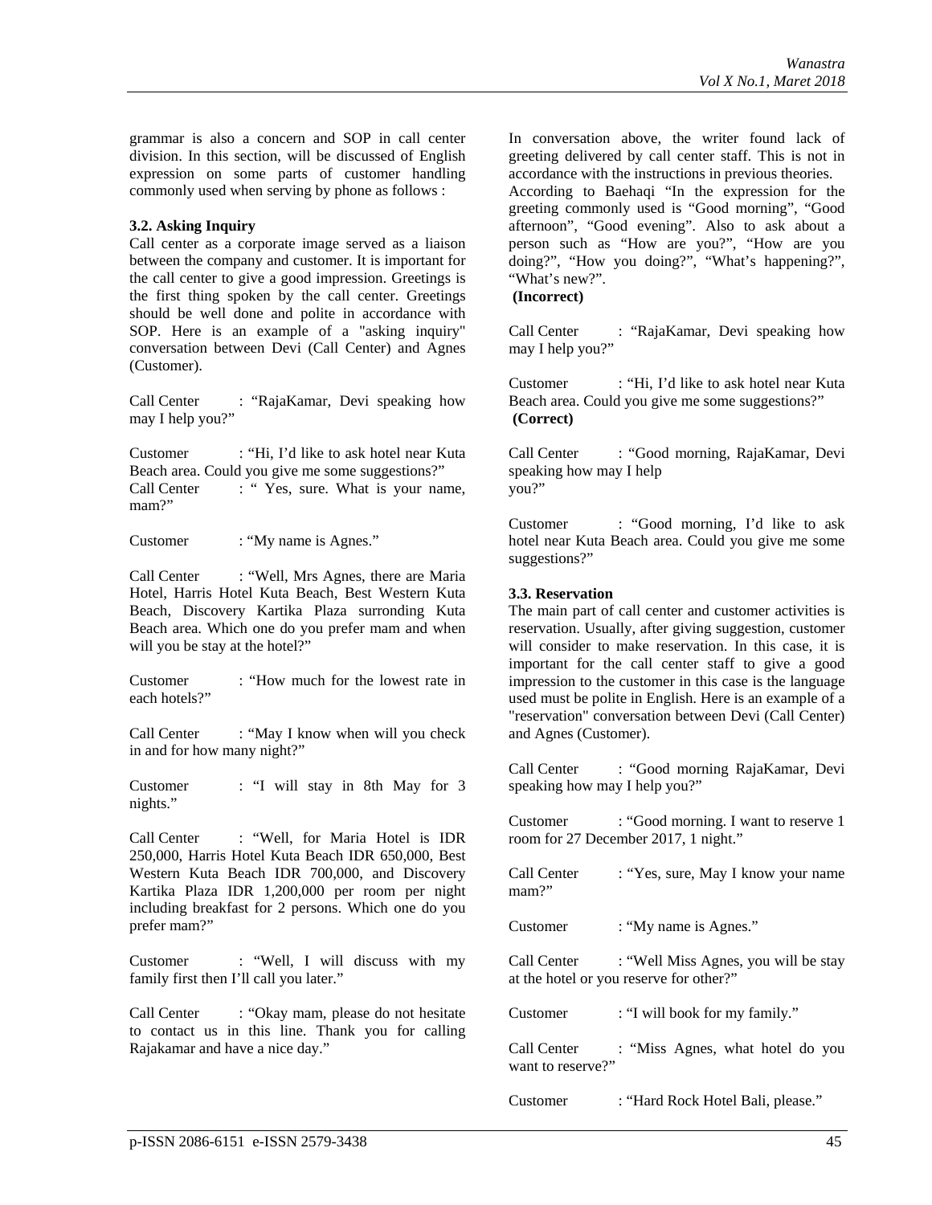grammar is also a concern and SOP in call center division. In this section, will be discussed of English expression on some parts of customer handling commonly used when serving by phone as follows :

### 3.2. Asking Inquiry

Call center as a corporate image served as a liaison between the company and customer. It is important for the call center to give a good impression. Greetings is the first thing spoken by the call center. Greetings should be well done and polite in accordance with SOP. Here is an example of a "asking inquiry" conversation between Devi (Call Center) and Agnes (Customer).

Call Center : "RajaKamar, Devi speaking how may I help you?"

Customer : "Hi, I'd like to ask hotel near Kuta Beach area. Could you give me some suggestions?"

Call Center : " Yes, sure. What is your name, mam?"

Customer : "My name is Agnes."

Call Center : "Well, Mrs Agnes, there are Maria Hotel, Harris Hotel Kuta Beach, Best Western Kuta Beach, Discovery Kartika Plaza surronding Kuta Beach area. Which one do you prefer mam and when will you be stay at the hotel?"

Customer : "How much for the lowest rate in each hotels?"

Call Center : "May I know when will you check in and for how many night?"

Customer : "I will stay in 8th May for 3 nights."

Call Center : "Well, for Maria Hotel is IDR 250,000, Harris Hotel Kuta Beach IDR 650,000, Best Western Kuta Beach IDR 700,000, and Discovery Kartika Plaza IDR 1,200,000 per room per night including breakfast for 2 persons. Which one do you prefer mam?"

Customer : "Well, I will discuss with my family first then I'll call you later."

Call Center : "Okay mam, please do not hesitate to contact us in this line. Thank you for calling Rajakamar and have a nice day."

In conversation above, the writer found lack of greeting delivered by call center staff. This is not in accordance with the instructions in previous theories. According to Baehaqi "In the expression for the greeting commonly used is "Good morning", "Good afternoon", "Good evening". Also to ask about a person such as "How are you?", "How are you doing?", "How you doing?", "What's happening?", "What's new?".

**(Incorrect)**

Call Center : "RajaKamar, Devi speaking how may I help you?"

Customer : "Hi, I'd like to ask hotel near Kuta Beach area. Could you give me some suggestions?"

**(Correct)**

Call Center : "Good morning, RajaKamar, Devi speaking how may I help you?"

Customer : "Good morning, I'd like to ask hotel near Kuta Beach area. Could you give me some suggestions?"

### 3.3. Reservation

The main part of call center and customer activities is reservation. Usually, after giving suggestion, customer will consider to make reservation. In this case, it is important for the call center staff to give a good impression to the customer in this case is the language used must be polite in English. Here is an example of a "reservation" conversation between Devi (Call Center) and Agnes (Customer).

Call Center : "Good morning RajaKamar, Devi speaking how may I help you?"

Customer : "Good morning. I want to reserve 1 room for 27 December 2017, 1 night."

Call Center : "Yes, sure, May I know your name mam?"

Customer : "My name is Agnes."

Call Center : "Well Miss Agnes, you will be stay at the hotel or you reserve for other?"

Customer : "I will book for my family."

Call Center : "Miss Agnes, what hotel do you want to reserve?"

Customer : "Hard Rock Hotel Bali, please."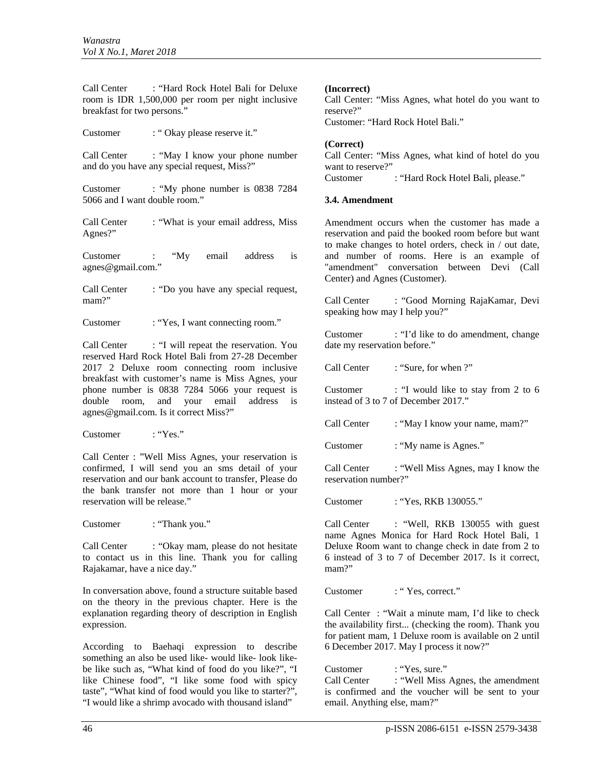Call Center : "Hard Rock Hotel Bali for Deluxe room is IDR 1,500,000 per room per night inclusive breakfast for two persons."

Customer : " Okay please reserve it."

Call Center : "May I know your phone number and do you have any special request, Miss?"

Customer : "My phone number is 0838 7284 5066 and I want double room."

Call Center : "What is your email address, Miss Agnes?"

Customer : "My email address is agnes@gmail.com."

Call Center : "Do you have any special request, mam?"

Customer : "Yes, I want connecting room."

Call Center : "I will repeat the reservation. You reserved Hard Rock Hotel Bali from 27-28 December 2017 2 Deluxe room connecting room inclusive breakfast with customer's name is Miss Agnes, your phone number is 0838 7284 5066 your request is double room, and your email address is agnes@gmail.com. Is it correct Miss?"

Customer : "Yes."

Call Center : "Well Miss Agnes, your reservation is confirmed, I will send you an sms detail of your reservation and our bank account to transfer, Please do the bank transfer not more than 1 hour or your reservation will be release."

Customer : "Thank you."

Call Center : "Okay mam, please do not hesitate to contact us in this line. Thank you for calling Rajakamar, have a nice day."

In conversation above, found a structure suitable based on the theory in the previous chapter. Here is the explanation regarding theory of description in English expression.

According to Baehaqi expression to describe something an also be used like- would like- look like- be like such as, "What kind of food do you like?", "I like Chinese food", "I like some food with spicy taste", "What kind of food would you like to starter?", "I would like a shrimp avocado with thousand island"

**(Incorrect)**
Call Center: "Miss Agnes, what hotel do you want to reserve?"
Customer: "Hard Rock Hotel Bali."

**(Correct)**
Call Center: "Miss Agnes, what kind of hotel do you want to reserve?"
Customer : "Hard Rock Hotel Bali, please."

### 3.4. Amendment

Amendment occurs when the customer has made a reservation and paid the booked room before but want to make changes to hotel orders, check in / out date, and number of rooms. Here is an example of "amendment" conversation between Devi (Call Center) and Agnes (Customer).

Call Center : "Good Morning RajaKamar, Devi speaking how may I help you?"

Customer : "I'd like to do amendment, change date my reservation before."

Call Center : "Sure, for when ?"

Customer : "I would like to stay from 2 to 6 instead of 3 to 7 of December 2017."

Call Center : "May I know your name, mam?"

Customer : "My name is Agnes."

Call Center : "Well Miss Agnes, may I know the reservation number?"

Customer : "Yes, RKB 130055."

Call Center : "Well, RKB 130055 with guest name Agnes Monica for Hard Rock Hotel Bali, 1 Deluxe Room want to change check in date from 2 to 6 instead of 3 to 7 of December 2017. Is it correct, mam?"

Customer : " Yes, correct."

Call Center : "Wait a minute mam, I'd like to check the availability first... (checking the room). Thank you for patient mam, 1 Deluxe room is available on 2 until 6 December 2017. May I process it now?"

Customer : "Yes, sure."
Call Center : "Well Miss Agnes, the amendment is confirmed and the voucher will be sent to your email. Anything else, mam?"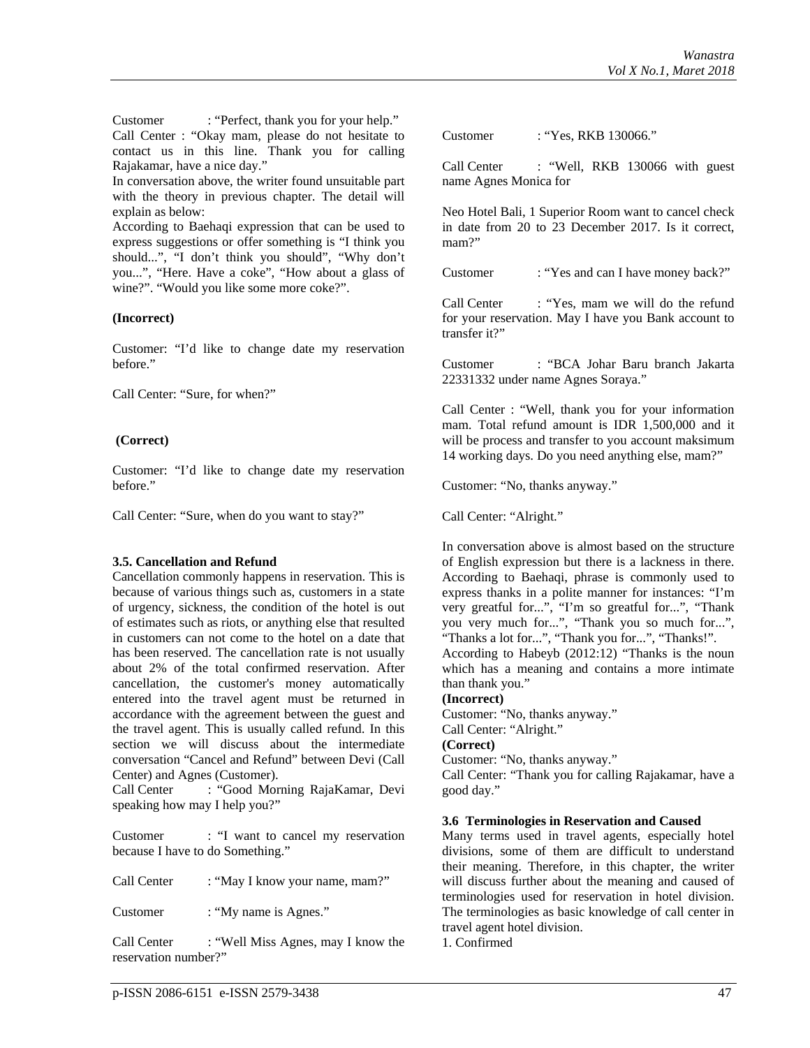Customer : "Perfect, thank you for your help."

Call Center : "Okay mam, please do not hesitate to contact us in this line. Thank you for calling Rajakamar, have a nice day."

In conversation above, the writer found unsuitable part with the theory in previous chapter. The detail will explain as below:

According to Baehaqi expression that can be used to express suggestions or offer something is "I think you should...", "I don't think you should", "Why don't you...", "Here. Have a coke", "How about a glass of wine?". "Would you like some more coke?".

**(Incorrect)**

Customer: "I'd like to change date my reservation before."

Call Center: "Sure, for when?"

**(Correct)**

Customer: "I'd like to change date my reservation before."

Call Center: "Sure, when do you want to stay?"

### 3.5. Cancellation and Refund

Cancellation commonly happens in reservation. This is because of various things such as, customers in a state of urgency, sickness, the condition of the hotel is out of estimates such as riots, or anything else that resulted in customers can not come to the hotel on a date that has been reserved. The cancellation rate is not usually about 2% of the total confirmed reservation. After cancellation, the customer's money automatically entered into the travel agent must be returned in accordance with the agreement between the guest and the travel agent. This is usually called refund. In this section we will discuss about the intermediate conversation "Cancel and Refund" between Devi (Call Center) and Agnes (Customer).

Call Center : "Good Morning RajaKamar, Devi speaking how may I help you?"

Customer : "I want to cancel my reservation because I have to do Something."

Call Center : "May I know your name, mam?"

Customer : "My name is Agnes."

Call Center : "Well Miss Agnes, may I know the reservation number?"

Customer : "Yes, RKB 130066."

Call Center : "Well, RKB 130066 with guest name Agnes Monica for

Neo Hotel Bali, 1 Superior Room want to cancel check in date from 20 to 23 December 2017. Is it correct, mam?"

Customer : "Yes and can I have money back?"

Call Center : "Yes, mam we will do the refund for your reservation. May I have you Bank account to transfer it?"

Customer : "BCA Johar Baru branch Jakarta 22331332 under name Agnes Soraya."

Call Center : "Well, thank you for your information mam. Total refund amount is IDR 1,500,000 and it will be process and transfer to you account maksimum 14 working days. Do you need anything else, mam?"

Customer: "No, thanks anyway."

Call Center: "Alright."

In conversation above is almost based on the structure of English expression but there is a lackness in there. According to Baehaqi, phrase is commonly used to express thanks in a polite manner for instances: "I'm very greatful for...", "I'm so greatful for...", "Thank you very much for...", "Thank you so much for...", "Thanks a lot for...", "Thank you for...", "Thanks!".

According to Habeyb (2012:12) "Thanks is the noun which has a meaning and contains a more intimate than thank you."

**(Incorrect)**

Customer: "No, thanks anyway."

Call Center: "Alright."

**(Correct)**

Customer: "No, thanks anyway."

Call Center: "Thank you for calling Rajakamar, have a good day."

### 3.6 Terminologies in Reservation and Caused

Many terms used in travel agents, especially hotel divisions, some of them are difficult to understand their meaning. Therefore, in this chapter, the writer will discuss further about the meaning and caused of terminologies used for reservation in hotel division. The terminologies as basic knowledge of call center in travel agent hotel division.

1. Confirmed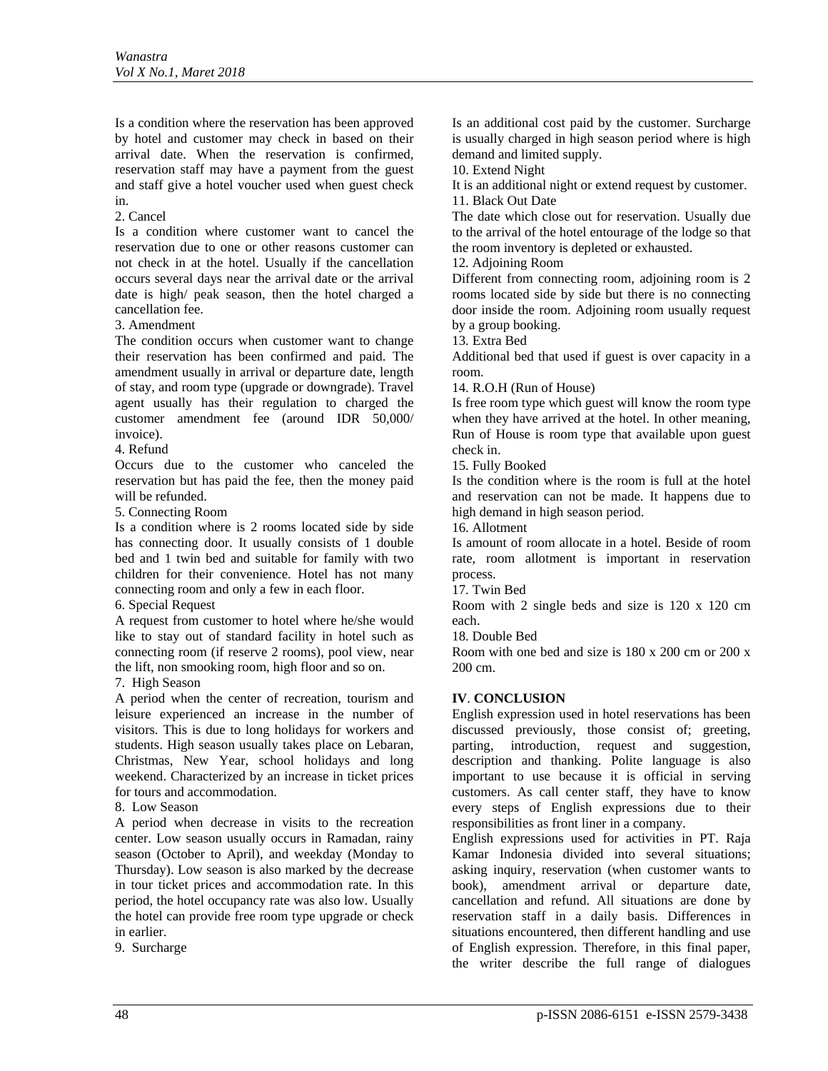Is a condition where the reservation has been approved by hotel and customer may check in based on their arrival date. When the reservation is confirmed, reservation staff may have a payment from the guest and staff give a hotel voucher used when guest check in.

2. Cancel

Is a condition where customer want to cancel the reservation due to one or other reasons customer can not check in at the hotel. Usually if the cancellation occurs several days near the arrival date or the arrival date is high/ peak season, then the hotel charged a cancellation fee.

3. Amendment

The condition occurs when customer want to change their reservation has been confirmed and paid. The amendment usually in arrival or departure date, length of stay, and room type (upgrade or downgrade). Travel agent usually has their regulation to charged the customer amendment fee (around IDR 50,000/ invoice).

4. Refund

Occurs due to the customer who canceled the reservation but has paid the fee, then the money paid will be refunded.

5. Connecting Room

Is a condition where is 2 rooms located side by side has connecting door. It usually consists of 1 double bed and 1 twin bed and suitable for family with two children for their convenience. Hotel has not many connecting room and only a few in each floor.

6. Special Request

A request from customer to hotel where he/she would like to stay out of standard facility in hotel such as connecting room (if reserve 2 rooms), pool view, near the lift, non smooking room, high floor and so on.

7. High Season

A period when the center of recreation, tourism and leisure experienced an increase in the number of visitors. This is due to long holidays for workers and students. High season usually takes place on Lebaran, Christmas, New Year, school holidays and long weekend. Characterized by an increase in ticket prices for tours and accommodation.

8. Low Season

A period when decrease in visits to the recreation center. Low season usually occurs in Ramadan, rainy season (October to April), and weekday (Monday to Thursday). Low season is also marked by the decrease in tour ticket prices and accommodation rate. In this period, the hotel occupancy rate was also low. Usually the hotel can provide free room type upgrade or check in earlier.

9. Surcharge

Is an additional cost paid by the customer. Surcharge is usually charged in high season period where is high demand and limited supply.

10. Extend Night

It is an additional night or extend request by customer.

11. Black Out Date

The date which close out for reservation. Usually due to the arrival of the hotel entourage of the lodge so that the room inventory is depleted or exhausted.

12. Adjoining Room

Different from connecting room, adjoining room is 2 rooms located side by side but there is no connecting door inside the room. Adjoining room usually request by a group booking.

13. Extra Bed

Additional bed that used if guest is over capacity in a room.

14. R.O.H (Run of House)

Is free room type which guest will know the room type when they have arrived at the hotel. In other meaning, Run of House is room type that available upon guest check in.

15. Fully Booked

Is the condition where is the room is full at the hotel and reservation can not be made. It happens due to high demand in high season period.

16. Allotment

Is amount of room allocate in a hotel. Beside of room rate, room allotment is important in reservation process.

17. Twin Bed

Room with 2 single beds and size is 120 x 120 cm each.

18. Double Bed

Room with one bed and size is 180 x 200 cm or 200 x 200 cm.

## IV. CONCLUSION

English expression used in hotel reservations has been discussed previously, those consist of; greeting, parting, introduction, request and suggestion, description and thanking. Polite language is also important to use because it is official in serving customers. As call center staff, they have to know every steps of English expressions due to their responsibilities as front liner in a company.

English expressions used for activities in PT. Raja Kamar Indonesia divided into several situations; asking inquiry, reservation (when customer wants to book), amendment arrival or departure date, cancellation and refund. All situations are done by reservation staff in a daily basis. Differences in situations encountered, then different handling and use of English expression. Therefore, in this final paper, the writer describe the full range of dialogues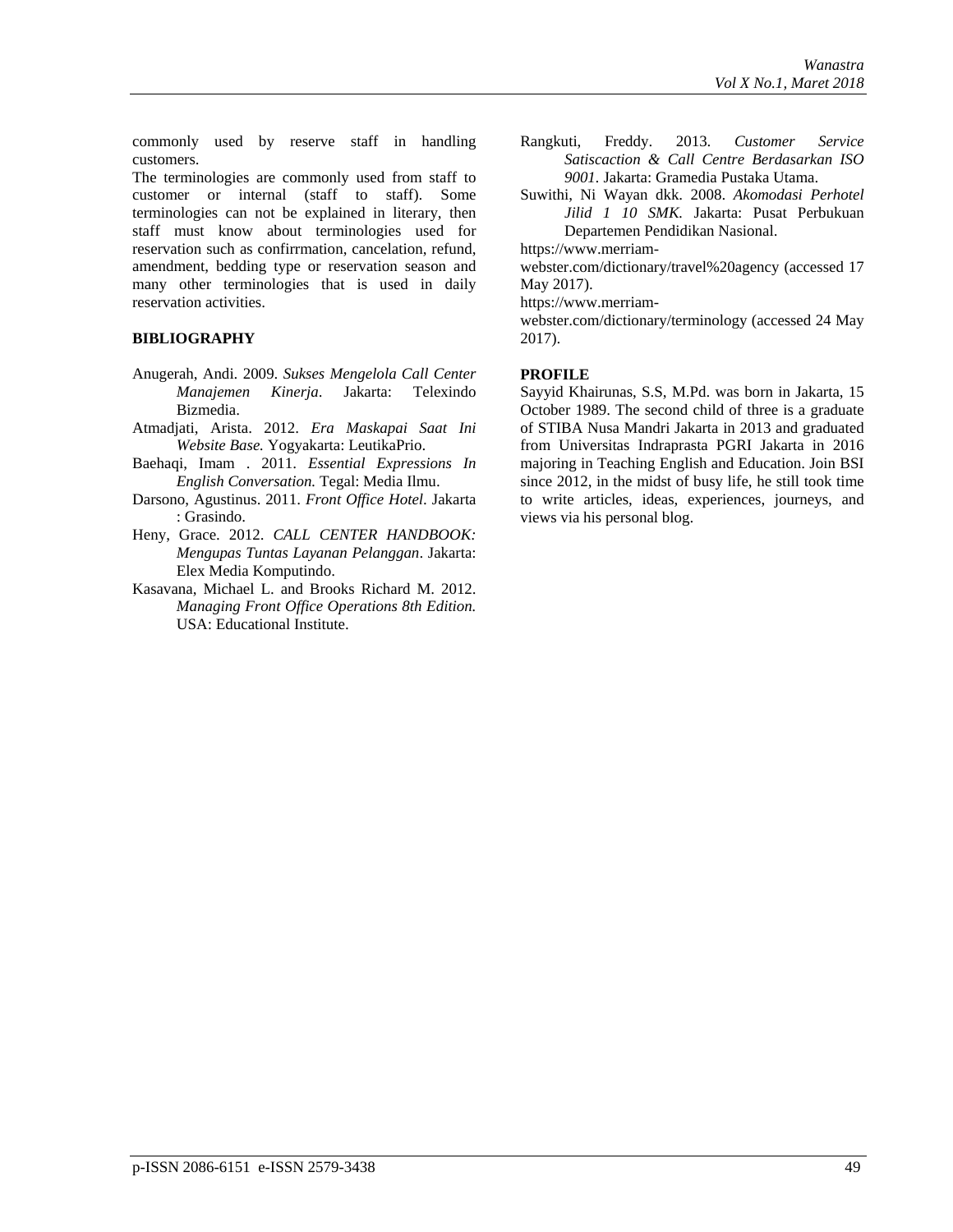commonly used by reserve staff in handling customers.

The terminologies are commonly used from staff to customer or internal (staff to staff). Some terminologies can not be explained in literary, then staff must know about terminologies used for reservation such as confirrmation, cancelation, refund, amendment, bedding type or reservation season and many other terminologies that is used in daily reservation activities.

## BIBLIOGRAPHY

Anugerah, Andi. 2009. *Sukses Mengelola Call Center Manajemen Kinerja*. Jakarta: Telexindo Bizmedia.

Atmadjati, Arista. 2012. *Era Maskapai Saat Ini Website Base.* Yogyakarta: LeutikaPrio.

Baehaqi, Imam . 2011. *Essential Expressions In English Conversation.* Tegal: Media Ilmu.

Darsono, Agustinus. 2011. *Front Office Hotel*. Jakarta : Grasindo.

Heny, Grace. 2012. *CALL CENTER HANDBOOK: Mengupas Tuntas Layanan Pelanggan*. Jakarta: Elex Media Komputindo.

Kasavana, Michael L. and Brooks Richard M. 2012. *Managing Front Office Operations 8th Edition.* USA: Educational Institute.

Rangkuti, Freddy. 2013. *Customer Service Satiscaction & Call Centre Berdasarkan ISO 9001*. Jakarta: Gramedia Pustaka Utama.

Suwithi, Ni Wayan dkk. 2008. *Akomodasi Perhotel Jilid 1 10 SMK.* Jakarta: Pusat Perbukuan Departemen Pendidikan Nasional.

https://www.merriam-webster.com/dictionary/travel%20agency (accessed 17 May 2017).

https://www.merriam-webster.com/dictionary/terminology (accessed 24 May 2017).

## PROFILE

Sayyid Khairunas, S.S, M.Pd. was born in Jakarta, 15 October 1989. The second child of three is a graduate of STIBA Nusa Mandri Jakarta in 2013 and graduated from Universitas Indraprasta PGRI Jakarta in 2016 majoring in Teaching English and Education. Join BSI since 2012, in the midst of busy life, he still took time to write articles, ideas, experiences, journeys, and views via his personal blog.